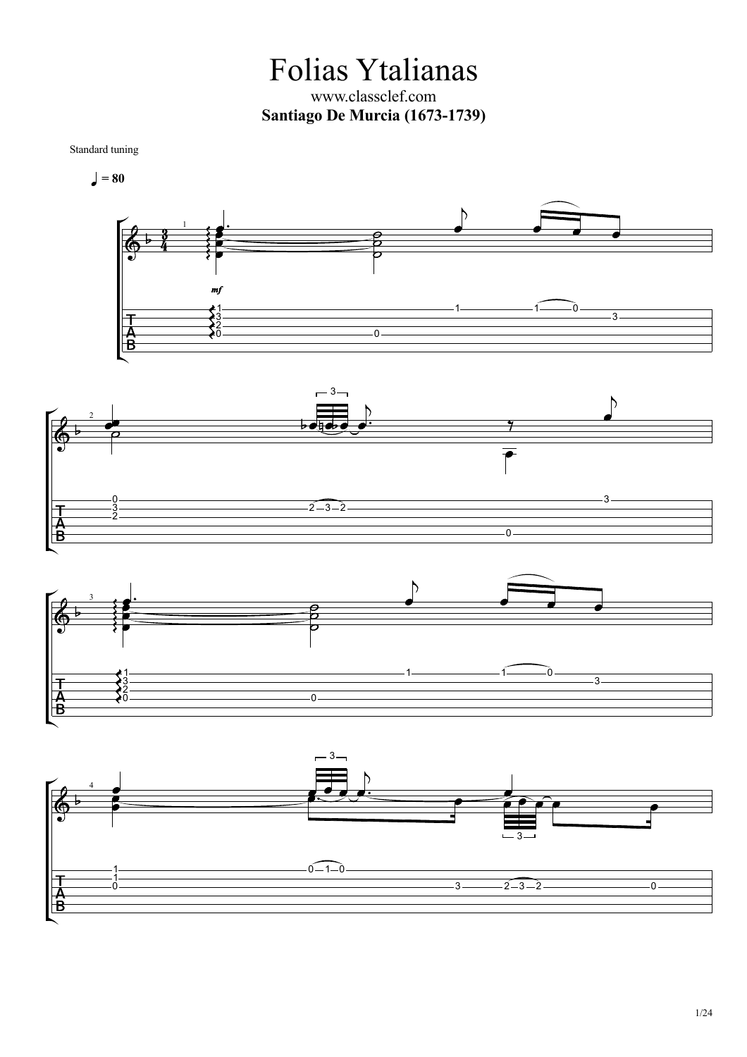# Folias Ytalianas

www.classclef.com

**Santiago De Murcia (1673-1739)**

Standard tuning

♩ = 80